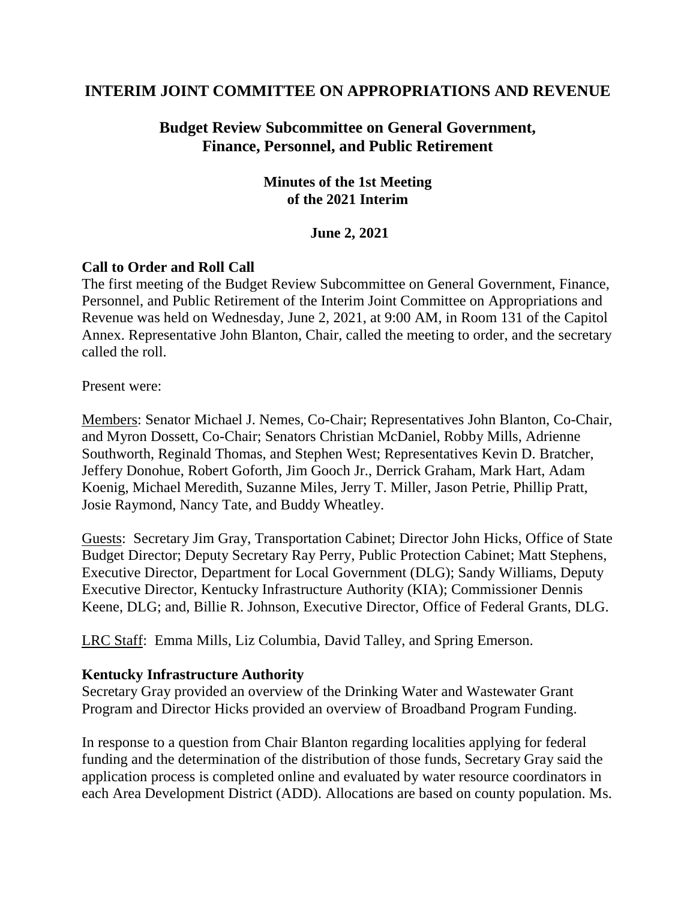# INTERIM JOINT COMMITTEE ON APPROPRIATIONS AND REVENUE

## Budget Review Subcommittee on General Government, Finance, Personnel, and Public Retirement

### Minutes of the 1st Meeting of the 2021 Interim

**June 2, 2021**

**Call to Order and Roll Call**

The first meeting of the Budget Review Subcommittee on General Government, Finance, Personnel, and Public Retirement of the Interim Joint Committee on Appropriations and Revenue was held on Wednesday, June 2, 2021, at 9:00 AM, in Room 131 of the Capitol Annex. Representative John Blanton, Chair, called the meeting to order, and the secretary called the roll.

Present were:

Members: Senator Michael J. Nemes, Co-Chair; Representatives John Blanton, Co-Chair, and Myron Dossett, Co-Chair; Senators Christian McDaniel, Robby Mills, Adrienne Southworth, Reginald Thomas, and Stephen West; Representatives Kevin D. Bratcher, Jeffery Donohue, Robert Goforth, Jim Gooch Jr., Derrick Graham, Mark Hart, Adam Koenig, Michael Meredith, Suzanne Miles, Jerry T. Miller, Jason Petrie, Phillip Pratt, Josie Raymond, Nancy Tate, and Buddy Wheatley.

Guests: Secretary Jim Gray, Transportation Cabinet; Director John Hicks, Office of State Budget Director; Deputy Secretary Ray Perry, Public Protection Cabinet; Matt Stephens, Executive Director, Department for Local Government (DLG); Sandy Williams, Deputy Executive Director, Kentucky Infrastructure Authority (KIA); Commissioner Dennis Keene, DLG; and, Billie R. Johnson, Executive Director, Office of Federal Grants, DLG.

LRC Staff: Emma Mills, Liz Columbia, David Talley, and Spring Emerson.

**Kentucky Infrastructure Authority**

Secretary Gray provided an overview of the Drinking Water and Wastewater Grant Program and Director Hicks provided an overview of Broadband Program Funding.

In response to a question from Chair Blanton regarding localities applying for federal funding and the determination of the distribution of those funds, Secretary Gray said the application process is completed online and evaluated by water resource coordinators in each Area Development District (ADD). Allocations are based on county population. Ms.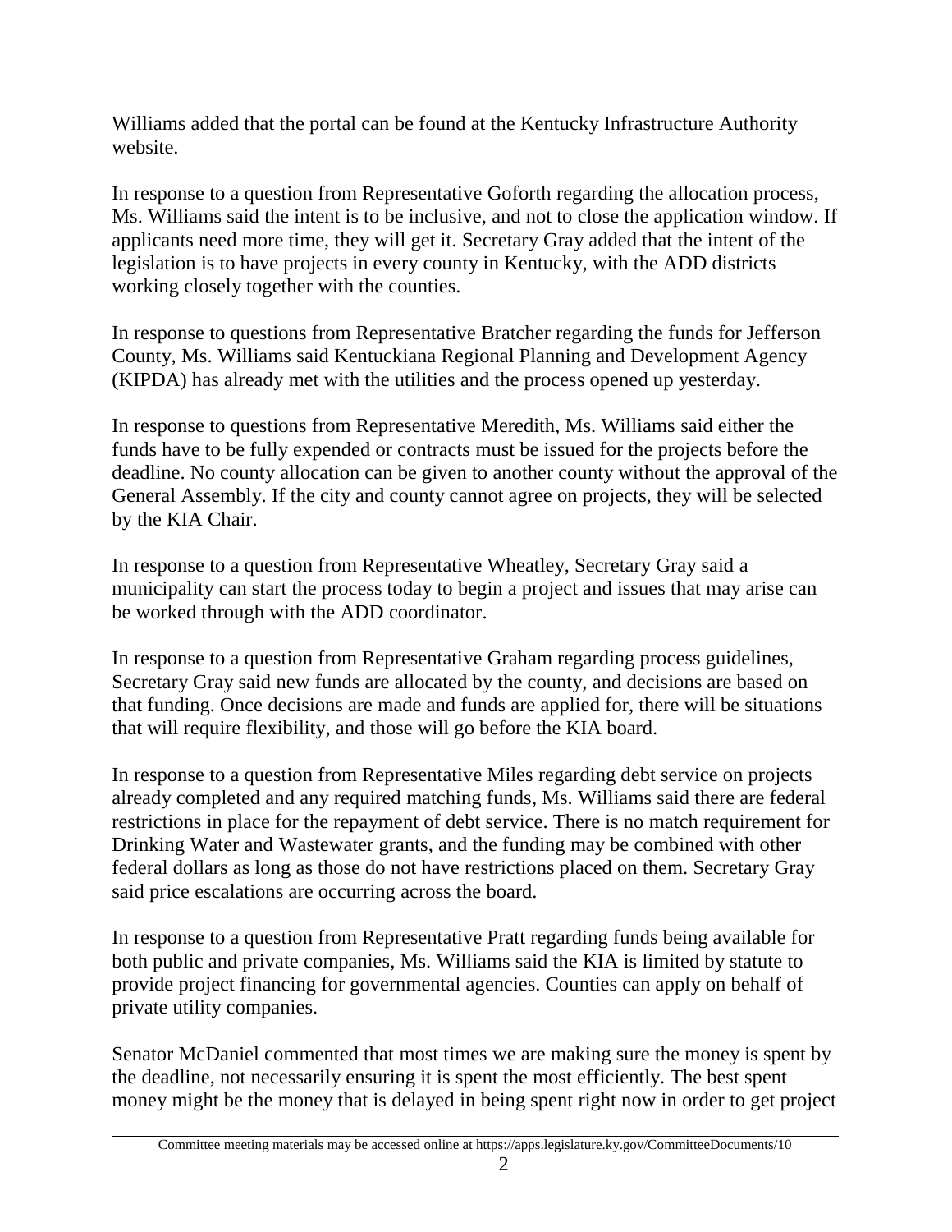Williams added that the portal can be found at the Kentucky Infrastructure Authority website.

In response to a question from Representative Goforth regarding the allocation process, Ms. Williams said the intent is to be inclusive, and not to close the application window. If applicants need more time, they will get it. Secretary Gray added that the intent of the legislation is to have projects in every county in Kentucky, with the ADD districts working closely together with the counties.

In response to questions from Representative Bratcher regarding the funds for Jefferson County, Ms. Williams said Kentuckiana Regional Planning and Development Agency (KIPDA) has already met with the utilities and the process opened up yesterday.

In response to questions from Representative Meredith, Ms. Williams said either the funds have to be fully expended or contracts must be issued for the projects before the deadline. No county allocation can be given to another county without the approval of the General Assembly. If the city and county cannot agree on projects, they will be selected by the KIA Chair.

In response to a question from Representative Wheatley, Secretary Gray said a municipality can start the process today to begin a project and issues that may arise can be worked through with the ADD coordinator.

In response to a question from Representative Graham regarding process guidelines, Secretary Gray said new funds are allocated by the county, and decisions are based on that funding. Once decisions are made and funds are applied for, there will be situations that will require flexibility, and those will go before the KIA board.

In response to a question from Representative Miles regarding debt service on projects already completed and any required matching funds, Ms. Williams said there are federal restrictions in place for the repayment of debt service. There is no match requirement for Drinking Water and Wastewater grants, and the funding may be combined with other federal dollars as long as those do not have restrictions placed on them. Secretary Gray said price escalations are occurring across the board.

In response to a question from Representative Pratt regarding funds being available for both public and private companies, Ms. Williams said the KIA is limited by statute to provide project financing for governmental agencies. Counties can apply on behalf of private utility companies.

Senator McDaniel commented that most times we are making sure the money is spent by the deadline, not necessarily ensuring it is spent the most efficiently. The best spent money might be the money that is delayed in being spent right now in order to get project

Committee meeting materials may be accessed online at https://apps.legislature.ky.gov/CommitteeDocuments/10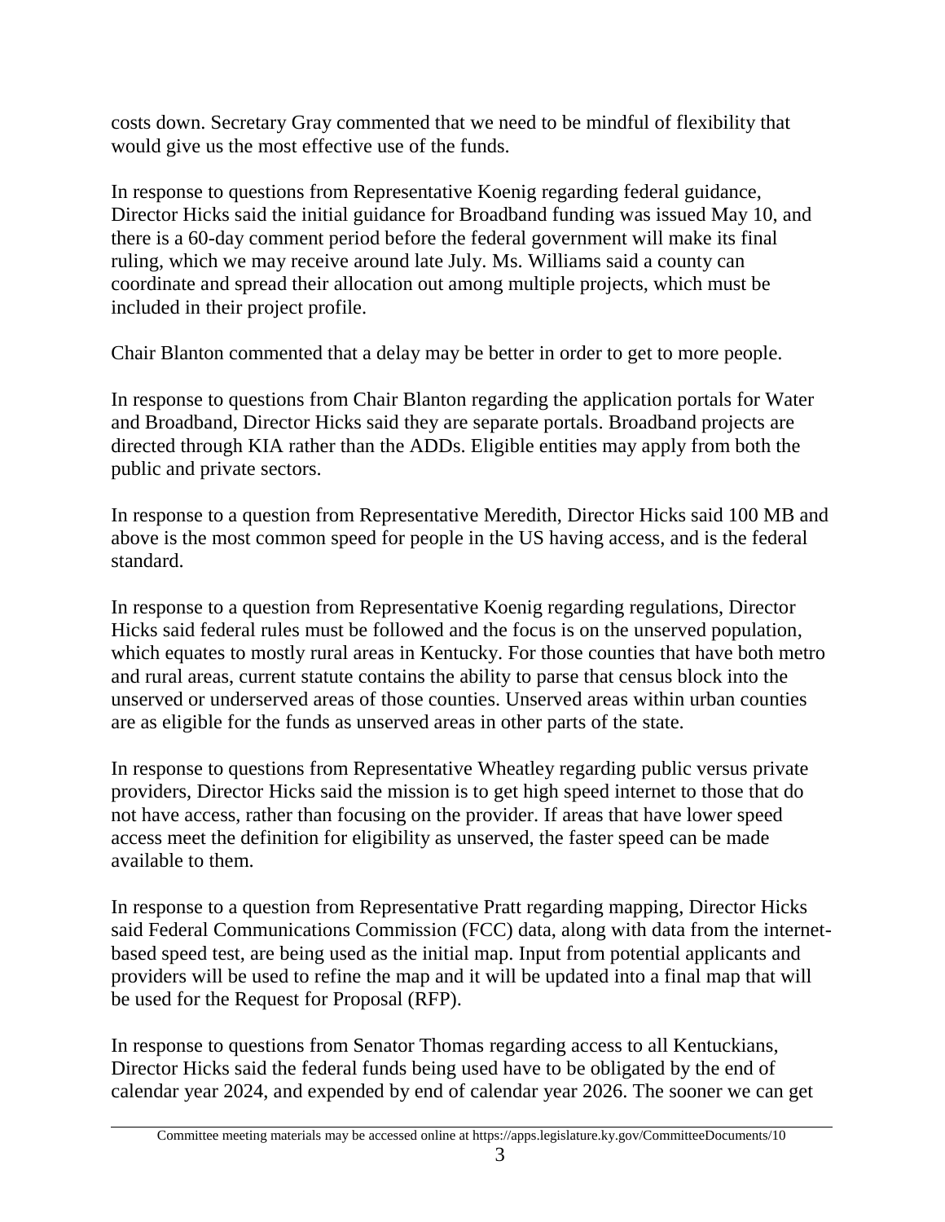costs down. Secretary Gray commented that we need to be mindful of flexibility that would give us the most effective use of the funds.

In response to questions from Representative Koenig regarding federal guidance, Director Hicks said the initial guidance for Broadband funding was issued May 10, and there is a 60-day comment period before the federal government will make its final ruling, which we may receive around late July. Ms. Williams said a county can coordinate and spread their allocation out among multiple projects, which must be included in their project profile.

Chair Blanton commented that a delay may be better in order to get to more people.

In response to questions from Chair Blanton regarding the application portals for Water and Broadband, Director Hicks said they are separate portals. Broadband projects are directed through KIA rather than the ADDs. Eligible entities may apply from both the public and private sectors.

In response to a question from Representative Meredith, Director Hicks said 100 MB and above is the most common speed for people in the US having access, and is the federal standard.

In response to a question from Representative Koenig regarding regulations, Director Hicks said federal rules must be followed and the focus is on the unserved population, which equates to mostly rural areas in Kentucky. For those counties that have both metro and rural areas, current statute contains the ability to parse that census block into the unserved or underserved areas of those counties. Unserved areas within urban counties are as eligible for the funds as unserved areas in other parts of the state.

In response to questions from Representative Wheatley regarding public versus private providers, Director Hicks said the mission is to get high speed internet to those that do not have access, rather than focusing on the provider. If areas that have lower speed access meet the definition for eligibility as unserved, the faster speed can be made available to them.

In response to a question from Representative Pratt regarding mapping, Director Hicks said Federal Communications Commission (FCC) data, along with data from the internet-based speed test, are being used as the initial map. Input from potential applicants and providers will be used to refine the map and it will be updated into a final map that will be used for the Request for Proposal (RFP).

In response to questions from Senator Thomas regarding access to all Kentuckians, Director Hicks said the federal funds being used have to be obligated by the end of calendar year 2024, and expended by end of calendar year 2026. The sooner we can get

Committee meeting materials may be accessed online at https://apps.legislature.ky.gov/CommitteeDocuments/10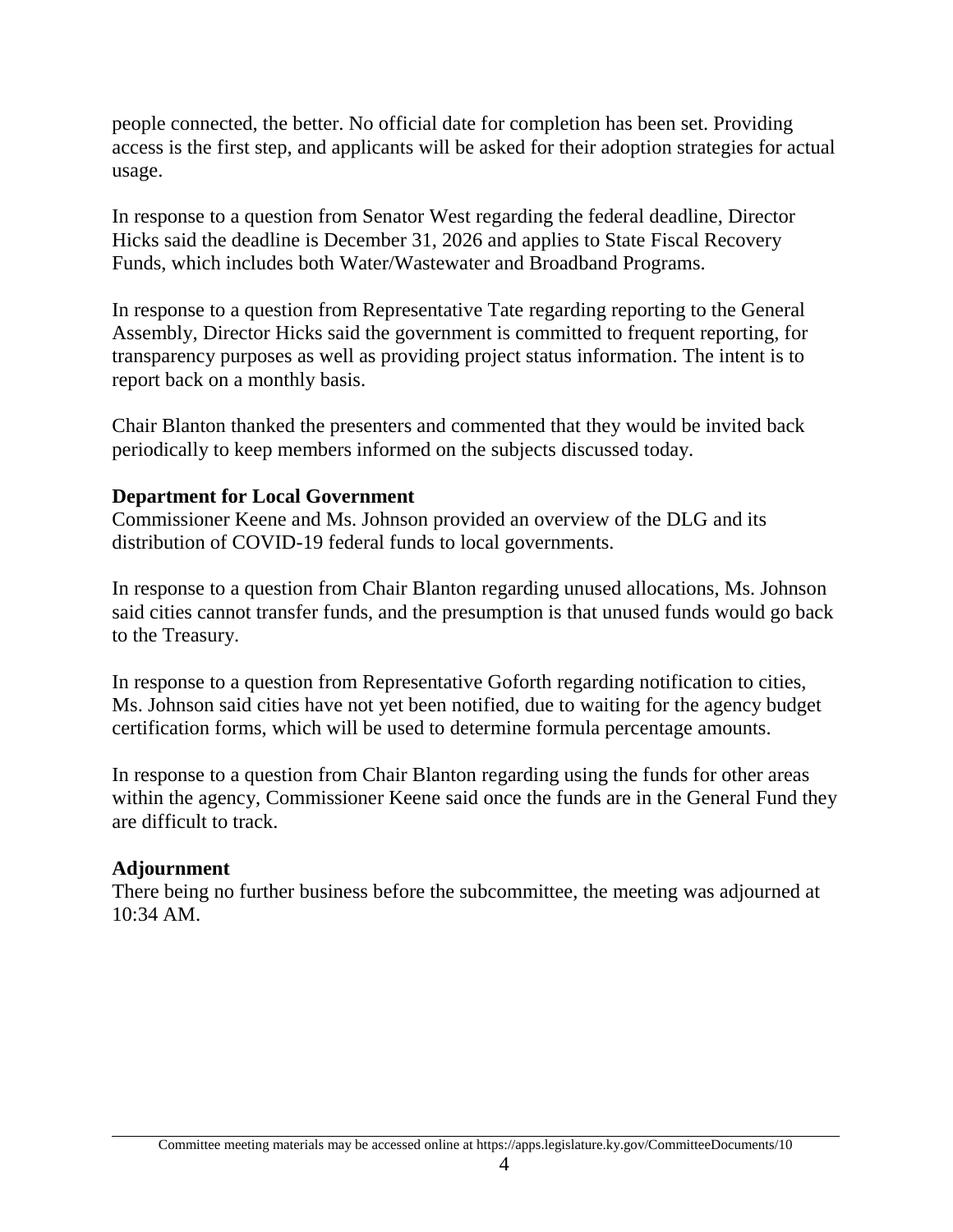people connected, the better. No official date for completion has been set. Providing access is the first step, and applicants will be asked for their adoption strategies for actual usage.

In response to a question from Senator West regarding the federal deadline, Director Hicks said the deadline is December 31, 2026 and applies to State Fiscal Recovery Funds, which includes both Water/Wastewater and Broadband Programs.

In response to a question from Representative Tate regarding reporting to the General Assembly, Director Hicks said the government is committed to frequent reporting, for transparency purposes as well as providing project status information. The intent is to report back on a monthly basis.

Chair Blanton thanked the presenters and commented that they would be invited back periodically to keep members informed on the subjects discussed today.

**Department for Local Government**
Commissioner Keene and Ms. Johnson provided an overview of the DLG and its distribution of COVID-19 federal funds to local governments.

In response to a question from Chair Blanton regarding unused allocations, Ms. Johnson said cities cannot transfer funds, and the presumption is that unused funds would go back to the Treasury.

In response to a question from Representative Goforth regarding notification to cities, Ms. Johnson said cities have not yet been notified, due to waiting for the agency budget certification forms, which will be used to determine formula percentage amounts.

In response to a question from Chair Blanton regarding using the funds for other areas within the agency, Commissioner Keene said once the funds are in the General Fund they are difficult to track.

**Adjournment**
There being no further business before the subcommittee, the meeting was adjourned at 10:34 AM.

Committee meeting materials may be accessed online at https://apps.legislature.ky.gov/CommitteeDocuments/10